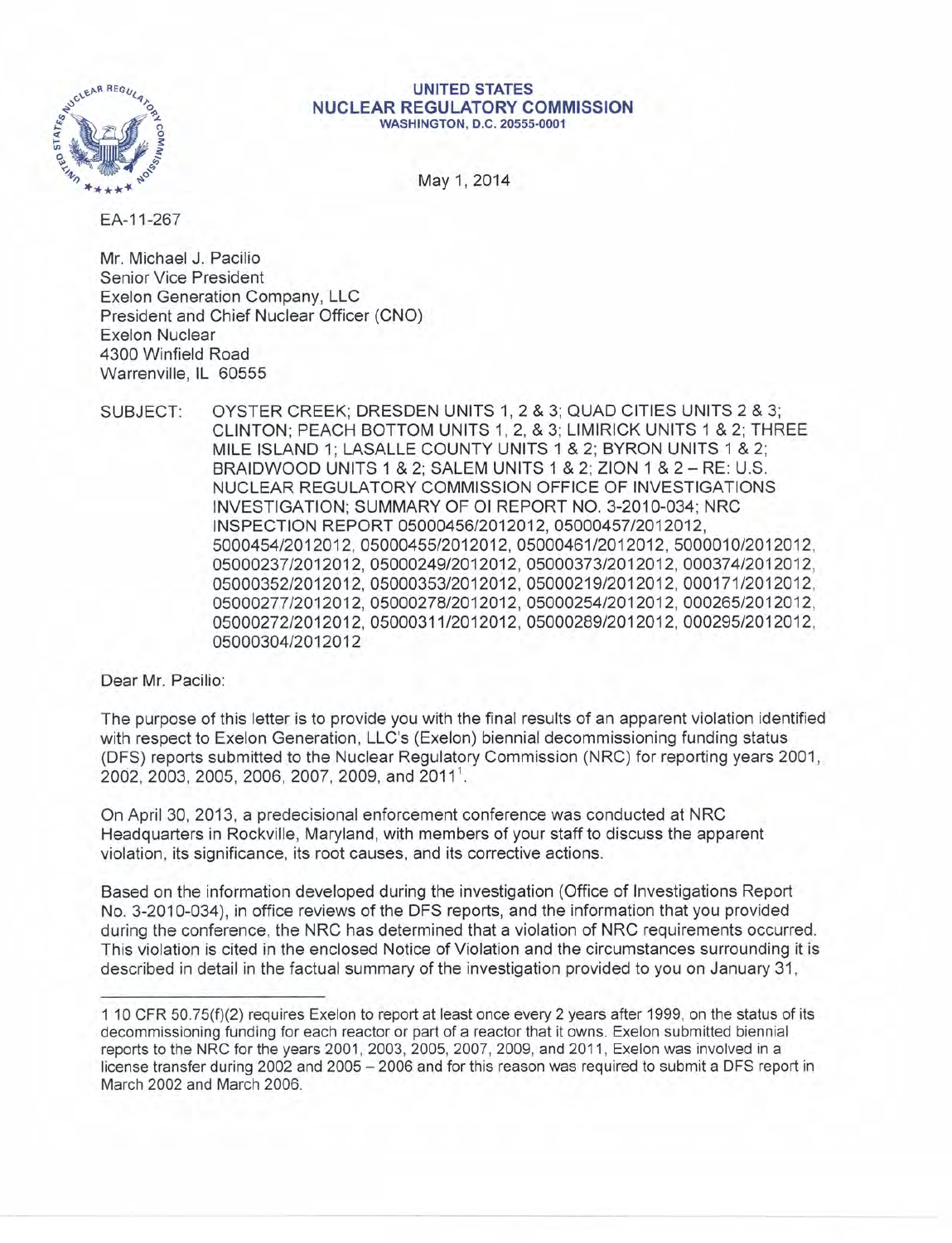UNITED STATES
NUCLEAR REGULATORY COMMISSION
WASHINGTON, D.C. 20555-0001

May 1, 2014

EA-11-267

Mr. Michael J. Pacilio
Senior Vice President
Exelon Generation Company, LLC
President and Chief Nuclear Officer (CNO)
Exelon Nuclear
4300 Winfield Road
Warrenville, IL 60555

SUBJECT: OYSTER CREEK; DRESDEN UNITS 1, 2 & 3; QUAD CITIES UNITS 2 & 3; CLINTON; PEACH BOTTOM UNITS 1, 2, & 3; LIMIRICK UNITS 1 & 2; THREE MILE ISLAND 1; LASALLE COUNTY UNITS 1 & 2; BYRON UNITS 1 & 2; BRAIDWOOD UNITS 1 & 2; SALEM UNITS 1 & 2; ZION 1 & 2 – RE: U.S. NUCLEAR REGULATORY COMMISSION OFFICE OF INVESTIGATIONS INVESTIGATION; SUMMARY OF OI REPORT NO. 3-2010-034; NRC INSPECTION REPORT 05000456/2012012, 05000457/2012012, 5000454/2012012, 05000455/2012012, 05000461/2012012, 5000010/2012012, 05000237/2012012, 05000249/2012012, 05000373/2012012, 000374/2012012, 05000352/2012012, 05000353/2012012, 05000219/2012012, 000171/2012012, 05000277/2012012, 05000278/2012012, 05000254/2012012, 000265/2012012, 05000272/2012012, 05000311/2012012, 05000289/2012012, 000295/2012012, 05000304/2012012

Dear Mr. Pacilio:

The purpose of this letter is to provide you with the final results of an apparent violation identified with respect to Exelon Generation, LLC's (Exelon) biennial decommissioning funding status (DFS) reports submitted to the Nuclear Regulatory Commission (NRC) for reporting years 2001, 2002, 2003, 2005, 2006, 2007, 2009, and 2011[1].

On April 30, 2013, a predecisional enforcement conference was conducted at NRC Headquarters in Rockville, Maryland, with members of your staff to discuss the apparent violation, its significance, its root causes, and its corrective actions.

Based on the information developed during the investigation (Office of Investigations Report No. 3-2010-034), in office reviews of the DFS reports, and the information that you provided during the conference, the NRC has determined that a violation of NRC requirements occurred. This violation is cited in the enclosed Notice of Violation and the circumstances surrounding it is described in detail in the factual summary of the investigation provided to you on January 31,

---

[1] 10 CFR 50.75(f)(2) requires Exelon to report at least once every 2 years after 1999, on the status of its decommissioning funding for each reactor or part of a reactor that it owns. Exelon submitted biennial reports to the NRC for the years 2001, 2003, 2005, 2007, 2009, and 2011, Exelon was involved in a license transfer during 2002 and 2005 – 2006 and for this reason was required to submit a DFS report in March 2002 and March 2006.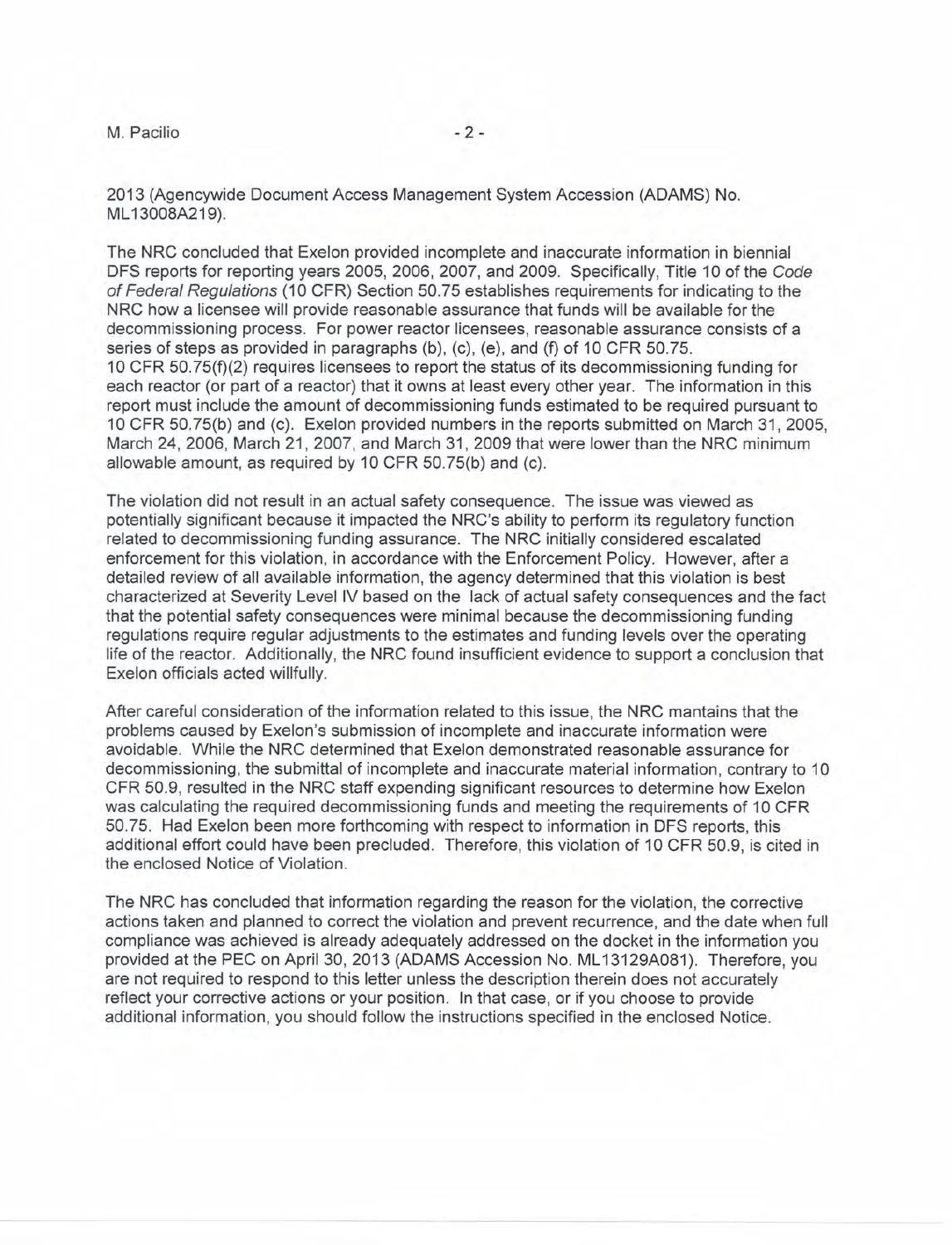2013 (Agencywide Document Access Management System Accession (ADAMS) No. ML13008A219).

The NRC concluded that Exelon provided incomplete and inaccurate information in biennial DFS reports for reporting years 2005, 2006, 2007, and 2009. Specifically, Title 10 of the *Code of Federal Regulations* (10 CFR) Section 50.75 establishes requirements for indicating to the NRC how a licensee will provide reasonable assurance that funds will be available for the decommissioning process. For power reactor licensees, reasonable assurance consists of a series of steps as provided in paragraphs (b), (c), (e), and (f) of 10 CFR 50.75. 10 CFR 50.75(f)(2) requires licensees to report the status of its decommissioning funding for each reactor (or part of a reactor) that it owns at least every other year. The information in this report must include the amount of decommissioning funds estimated to be required pursuant to 10 CFR 50.75(b) and (c). Exelon provided numbers in the reports submitted on March 31, 2005, March 24, 2006, March 21, 2007, and March 31, 2009 that were lower than the NRC minimum allowable amount, as required by 10 CFR 50.75(b) and (c).

The violation did not result in an actual safety consequence. The issue was viewed as potentially significant because it impacted the NRC's ability to perform its regulatory function related to decommissioning funding assurance. The NRC initially considered escalated enforcement for this violation, in accordance with the Enforcement Policy. However, after a detailed review of all available information, the agency determined that this violation is best characterized at Severity Level IV based on the lack of actual safety consequences and the fact that the potential safety consequences were minimal because the decommissioning funding regulations require regular adjustments to the estimates and funding levels over the operating life of the reactor. Additionally, the NRC found insufficient evidence to support a conclusion that Exelon officials acted willfully.

After careful consideration of the information related to this issue, the NRC mantains that the problems caused by Exelon's submission of incomplete and inaccurate information were avoidable. While the NRC determined that Exelon demonstrated reasonable assurance for decommissioning, the submittal of incomplete and inaccurate material information, contrary to 10 CFR 50.9, resulted in the NRC staff expending significant resources to determine how Exelon was calculating the required decommissioning funds and meeting the requirements of 10 CFR 50.75. Had Exelon been more forthcoming with respect to information in DFS reports, this additional effort could have been precluded. Therefore, this violation of 10 CFR 50.9, is cited in the enclosed Notice of Violation.

The NRC has concluded that information regarding the reason for the violation, the corrective actions taken and planned to correct the violation and prevent recurrence, and the date when full compliance was achieved is already adequately addressed on the docket in the information you provided at the PEC on April 30, 2013 (ADAMS Accession No. ML13129A081). Therefore, you are not required to respond to this letter unless the description therein does not accurately reflect your corrective actions or your position. In that case, or if you choose to provide additional information, you should follow the instructions specified in the enclosed Notice.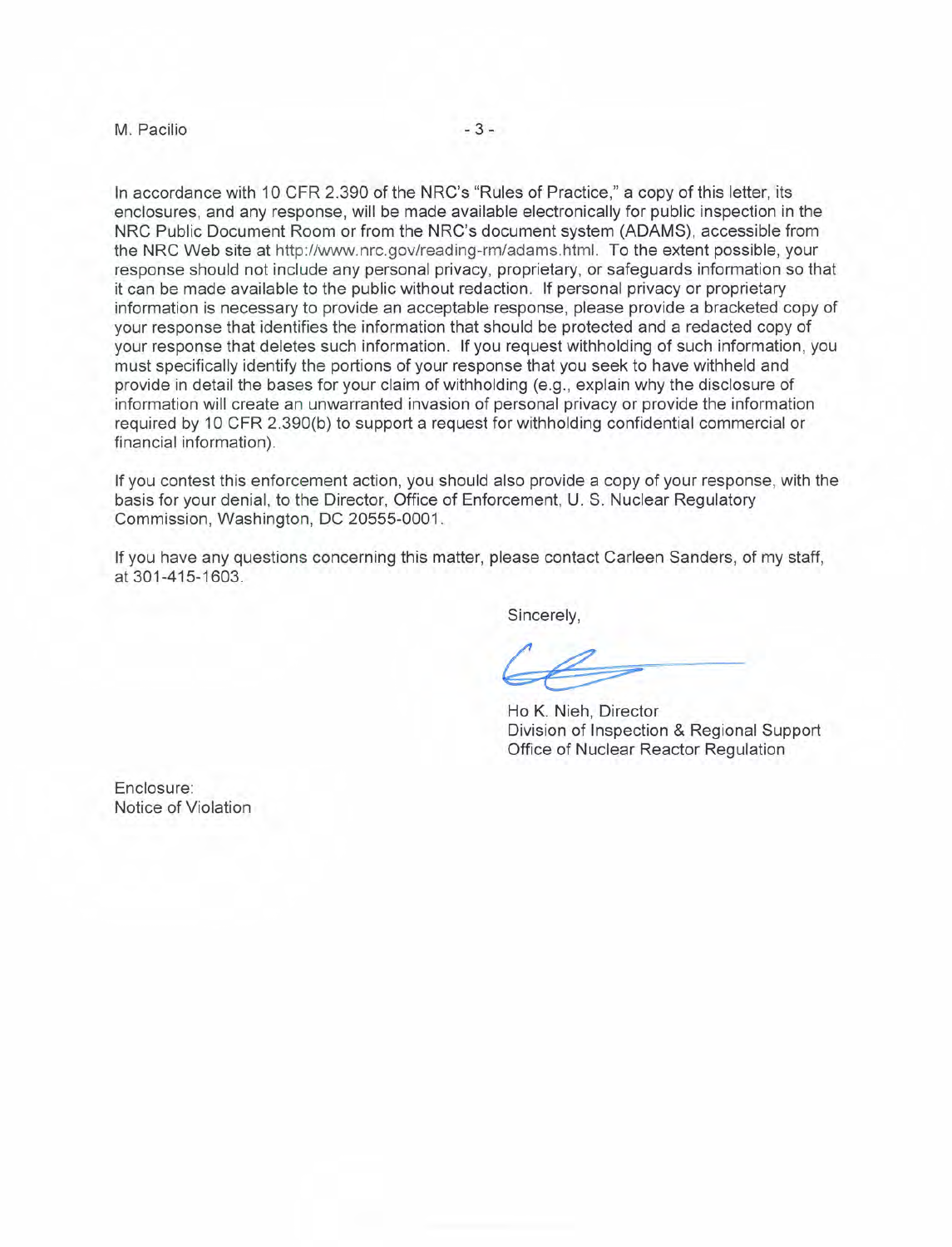In accordance with 10 CFR 2.390 of the NRC's "Rules of Practice," a copy of this letter, its enclosures, and any response, will be made available electronically for public inspection in the NRC Public Document Room or from the NRC's document system (ADAMS), accessible from the NRC Web site at http://www.nrc.gov/reading-rm/adams.html. To the extent possible, your response should not include any personal privacy, proprietary, or safeguards information so that it can be made available to the public without redaction. If personal privacy or proprietary information is necessary to provide an acceptable response, please provide a bracketed copy of your response that identifies the information that should be protected and a redacted copy of your response that deletes such information. If you request withholding of such information, you must specifically identify the portions of your response that you seek to have withheld and provide in detail the bases for your claim of withholding (e.g., explain why the disclosure of information will create an unwarranted invasion of personal privacy or provide the information required by 10 CFR 2.390(b) to support a request for withholding confidential commercial or financial information).

If you contest this enforcement action, you should also provide a copy of your response, with the basis for your denial, to the Director, Office of Enforcement, U. S. Nuclear Regulatory Commission, Washington, DC 20555-0001.

If you have any questions concerning this matter, please contact Carleen Sanders, of my staff, at 301-415-1603.

Sincerely,

Ho K. Nieh, Director
Division of Inspection & Regional Support
Office of Nuclear Reactor Regulation

Enclosure:
Notice of Violation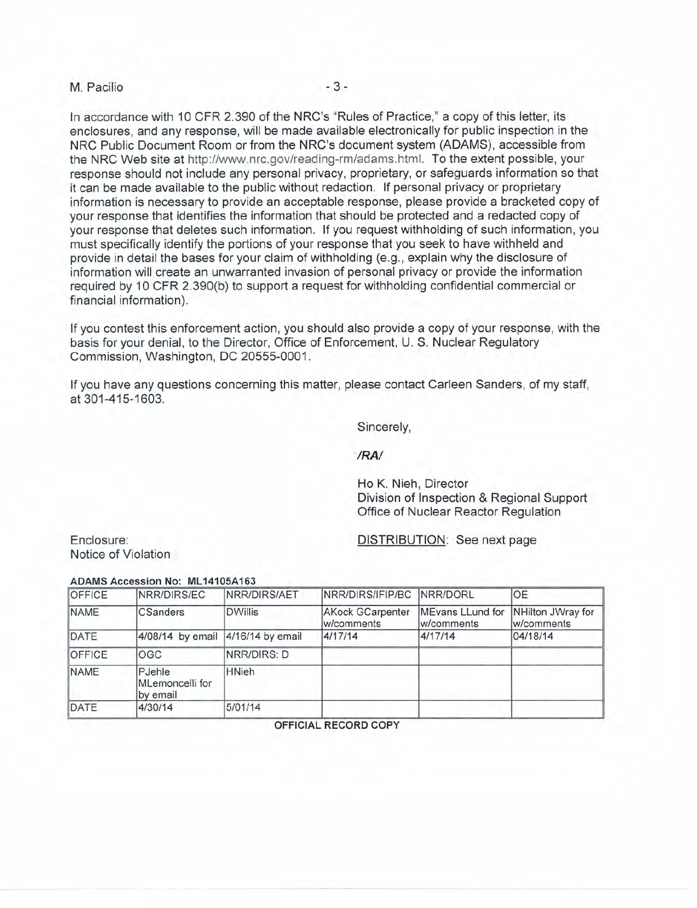M. Pacilio

In accordance with 10 CFR 2.390 of the NRC's "Rules of Practice," a copy of this letter, its enclosures, and any response, will be made available electronically for public inspection in the NRC Public Document Room or from the NRC's document system (ADAMS), accessible from the NRC Web site at http://www.nrc.gov/reading-rm/adams.html. To the extent possible, your response should not include any personal privacy, proprietary, or safeguards information so that it can be made available to the public without redaction. If personal privacy or proprietary information is necessary to provide an acceptable response, please provide a bracketed copy of your response that identifies the information that should be protected and a redacted copy of your response that deletes such information. If you request withholding of such information, you must specifically identify the portions of your response that you seek to have withheld and provide in detail the bases for your claim of withholding (e.g., explain why the disclosure of information will create an unwarranted invasion of personal privacy or provide the information required by 10 CFR 2.390(b) to support a request for withholding confidential commercial or financial information).

If you contest this enforcement action, you should also provide a copy of your response, with the basis for your denial, to the Director, Office of Enforcement, U. S. Nuclear Regulatory Commission, Washington, DC 20555-0001.

If you have any questions concerning this matter, please contact Carleen Sanders, of my staff, at 301-415-1603.

Sincerely,

*/RA/*

Ho K. Nieh, Director
Division of Inspection & Regional Support
Office of Nuclear Reactor Regulation

Enclosure:
Notice of Violation

DISTRIBUTION: See next page

**ADAMS Accession No: ML14105A163**

| OFFICE | NRR/DIRS/EC | NRR/DIRS/AET | NRR/DIRS/IFIP/BC | NRR/DORL | OE |
|---|---|---|---|---|---|
| NAME | CSanders | DWillis | AKock GCarpenter w/comments | MEvans LLund for w/comments | NHilton JWray for w/comments |
| DATE | 4/08/14 by email | 4/16/14 by email | 4/17/14 | 4/17/14 | 04/18/14 |
| OFFICE | OGC | NRR/DIRS: D | | | |
| NAME | PJehle MLemoncelli for by email | HNieh | | | |
| DATE | 4/30/14 | 5/01/14 | | | |

**OFFICIAL RECORD COPY**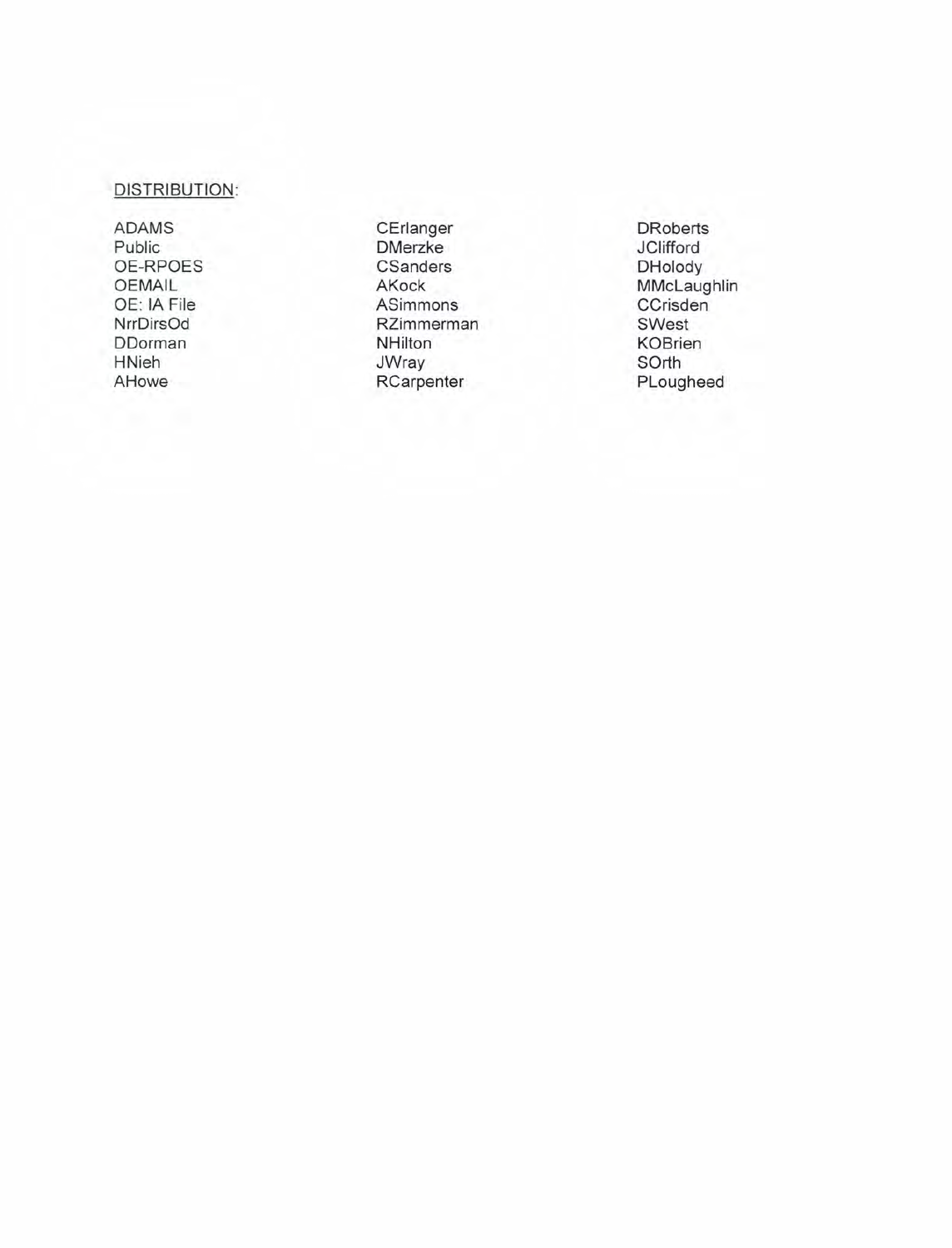DISTRIBUTION:

| | | |
|---|---|---|
| ADAMS | CErlanger | DRoberts |
| Public | DMerzke | JClifford |
| OE-RPOES | CSanders | DHolody |
| OEMAIL | AKock | MMcLaughlin |
| OE: IA File | ASimmons | CCrisden |
| NrrDirsOd | RZimmerman | SWest |
| DDorman | NHilton | KOBrien |
| HNieh | JWray | SOrth |
| AHowe | RCarpenter | PLougheed |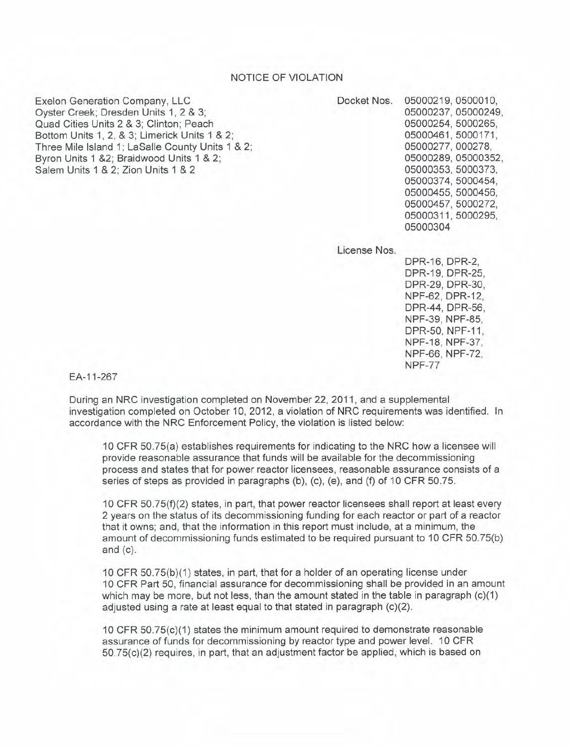# NOTICE OF VIOLATION

Exelon Generation Company, LLC
Oyster Creek; Dresden Units 1, 2 & 3;
Quad Cities Units 2 & 3; Clinton; Peach
Bottom Units 1, 2, & 3; Limerick Units 1 & 2;
Three Mile Island 1; LaSalle County Units 1 & 2;
Byron Units 1 &2; Braidwood Units 1 & 2;
Salem Units 1 & 2; Zion Units 1 & 2

Docket Nos. 05000219, 0500010, 05000237, 05000249, 05000254, 5000265, 05000461, 5000171, 05000277, 000278, 05000289, 05000352, 05000353, 5000373, 05000374, 5000454, 05000455, 5000456, 05000457, 5000272, 05000311, 5000295, 05000304

License Nos. DPR-16, DPR-2, DPR-19, DPR-25, DPR-29, DPR-30, NPF-62, DPR-12, DPR-44, DPR-56, NPF-39, NPF-85, DPR-50, NPF-11, NPF-18, NPF-37, NPF-66, NPF-72, NPF-77

EA-11-267

During an NRC investigation completed on November 22, 2011, and a supplemental investigation completed on October 10, 2012, a violation of NRC requirements was identified. In accordance with the NRC Enforcement Policy, the violation is listed below:

> 10 CFR 50.75(a) establishes requirements for indicating to the NRC how a licensee will provide reasonable assurance that funds will be available for the decommissioning process and states that for power reactor licensees, reasonable assurance consists of a series of steps as provided in paragraphs (b), (c), (e), and (f) of 10 CFR 50.75.
>
> 10 CFR 50.75(f)(2) states, in part, that power reactor licensees shall report at least every 2 years on the status of its decommissioning funding for each reactor or part of a reactor that it owns; and, that the information in this report must include, at a minimum, the amount of decommissioning funds estimated to be required pursuant to 10 CFR 50.75(b) and (c).
>
> 10 CFR 50.75(b)(1) states, in part, that for a holder of an operating license under 10 CFR Part 50, financial assurance for decommissioning shall be provided in an amount which may be more, but not less, than the amount stated in the table in paragraph (c)(1) adjusted using a rate at least equal to that stated in paragraph (c)(2).
>
> 10 CFR 50.75(c)(1) states the minimum amount required to demonstrate reasonable assurance of funds for decommissioning by reactor type and power level. 10 CFR 50.75(c)(2) requires, in part, that an adjustment factor be applied, which is based on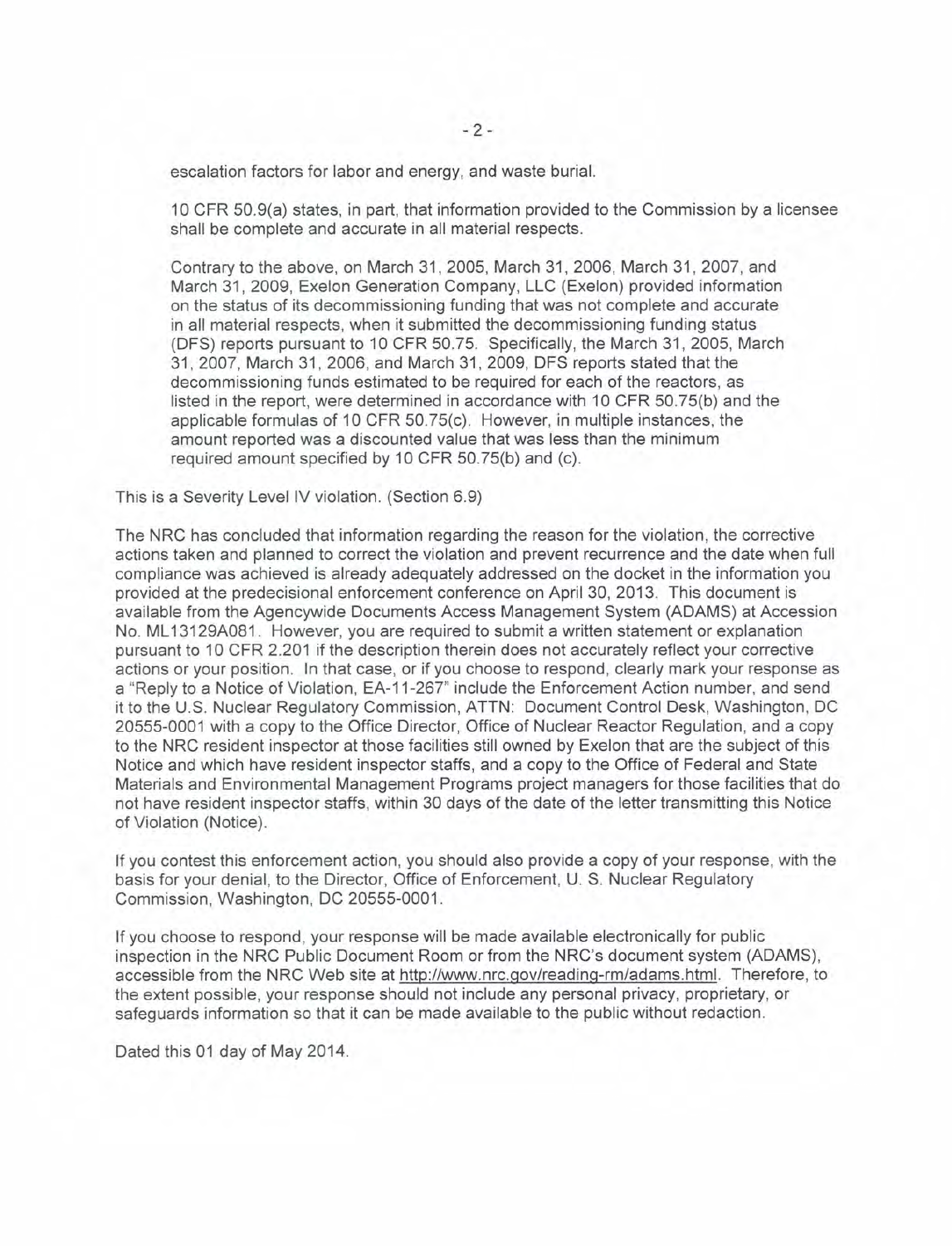escalation factors for labor and energy, and waste burial.

10 CFR 50.9(a) states, in part, that information provided to the Commission by a licensee shall be complete and accurate in all material respects.

Contrary to the above, on March 31, 2005, March 31, 2006, March 31, 2007, and March 31, 2009, Exelon Generation Company, LLC (Exelon) provided information on the status of its decommissioning funding that was not complete and accurate in all material respects, when it submitted the decommissioning funding status (DFS) reports pursuant to 10 CFR 50.75. Specifically, the March 31, 2005, March 31, 2007, March 31, 2006, and March 31, 2009, DFS reports stated that the decommissioning funds estimated to be required for each of the reactors, as listed in the report, were determined in accordance with 10 CFR 50.75(b) and the applicable formulas of 10 CFR 50.75(c). However, in multiple instances, the amount reported was a discounted value that was less than the minimum required amount specified by 10 CFR 50.75(b) and (c).

This is a Severity Level IV violation. (Section 6.9)

The NRC has concluded that information regarding the reason for the violation, the corrective actions taken and planned to correct the violation and prevent recurrence and the date when full compliance was achieved is already adequately addressed on the docket in the information you provided at the predecisional enforcement conference on April 30, 2013. This document is available from the Agencywide Documents Access Management System (ADAMS) at Accession No. ML13129A081. However, you are required to submit a written statement or explanation pursuant to 10 CFR 2.201 if the description therein does not accurately reflect your corrective actions or your position. In that case, or if you choose to respond, clearly mark your response as a "Reply to a Notice of Violation, EA-11-267" include the Enforcement Action number, and send it to the U.S. Nuclear Regulatory Commission, ATTN: Document Control Desk, Washington, DC 20555-0001 with a copy to the Office Director, Office of Nuclear Reactor Regulation, and a copy to the NRC resident inspector at those facilities still owned by Exelon that are the subject of this Notice and which have resident inspector staffs, and a copy to the Office of Federal and State Materials and Environmental Management Programs project managers for those facilities that do not have resident inspector staffs, within 30 days of the date of the letter transmitting this Notice of Violation (Notice).

If you contest this enforcement action, you should also provide a copy of your response, with the basis for your denial, to the Director, Office of Enforcement, U. S. Nuclear Regulatory Commission, Washington, DC 20555-0001.

If you choose to respond, your response will be made available electronically for public inspection in the NRC Public Document Room or from the NRC's document system (ADAMS), accessible from the NRC Web site at http://www.nrc.gov/reading-rm/adams.html. Therefore, to the extent possible, your response should not include any personal privacy, proprietary, or safeguards information so that it can be made available to the public without redaction.

Dated this 01 day of May 2014.